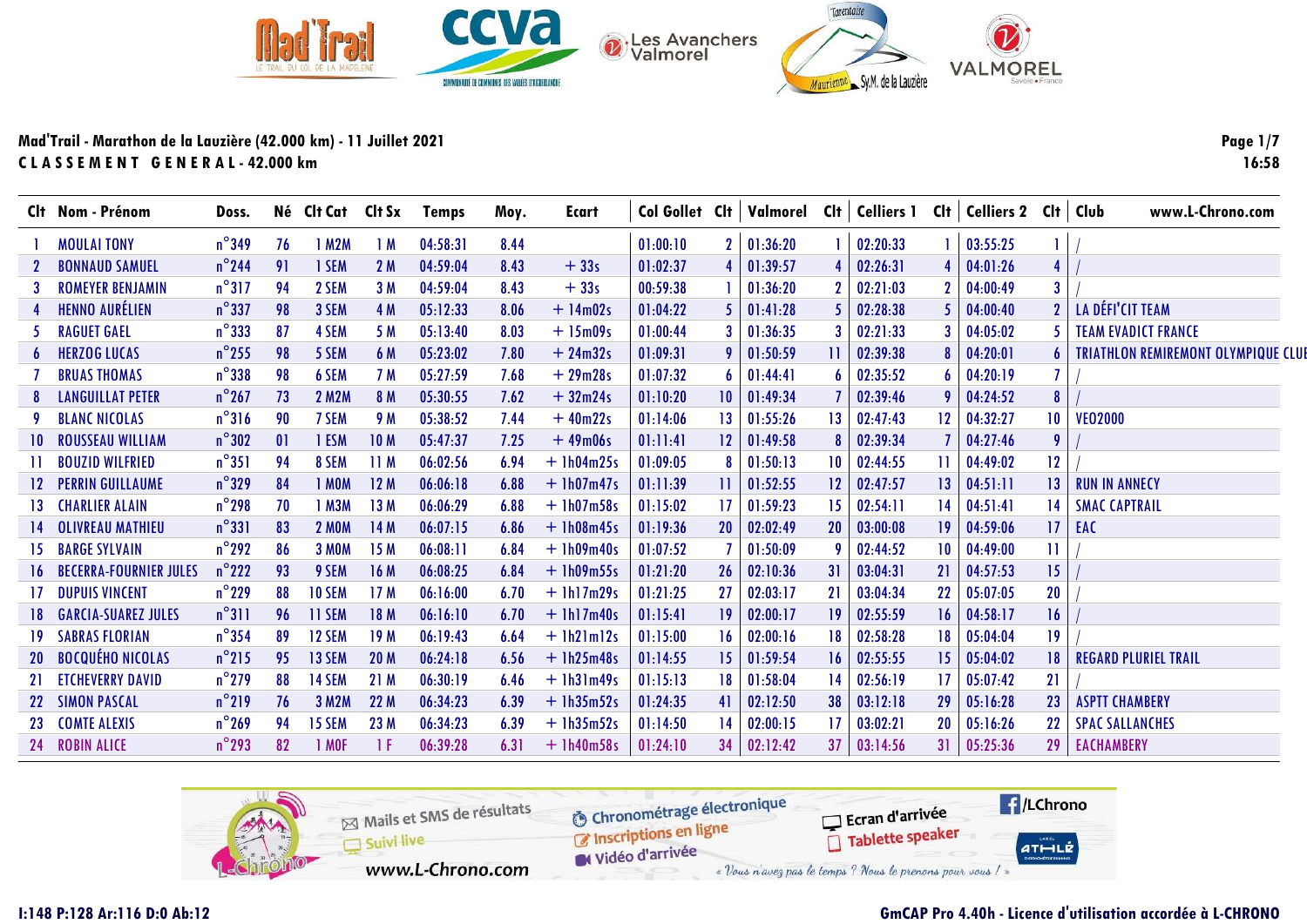## Mad'Trail - Marathon de la Lauzière (42.000 km) - 11 Juillet 2021

**CLASSEMENT GENERAL - 42.000 km**

| Clt | Nom - Prénom | Doss. | Né | Clt Cat | Clt Sx | Temps | Moy. | Ecart | Col Gollet | Clt | Valmorel | Clt | Celliers 1 | Clt | Celliers 2 | Clt | Club |
|---|---|---|---|---|---|---|---|---|---|---|---|---|---|---|---|---|---|
| 1 | MOULAI TONY | n°349 | 76 | 1 M2M | 1 M | 04:58:31 | 8.44 | | 01:00:10 | 2 | 01:36:20 | 1 | 02:20:33 | 1 | 03:55:25 | 1 | / |
| 2 | BONNAUD SAMUEL | n°244 | 91 | 1 SEM | 2 M | 04:59:04 | 8.43 | + 33s | 01:02:37 | 4 | 01:39:57 | 4 | 02:26:31 | 4 | 04:01:26 | 4 | / |
| 3 | ROMEYER BENJAMIN | n°317 | 94 | 2 SEM | 3 M | 04:59:04 | 8.43 | + 33s | 00:59:38 | 1 | 01:36:20 | 2 | 02:21:03 | 2 | 04:00:49 | 3 | / |
| 4 | HENNO AURÉLIEN | n°337 | 98 | 3 SEM | 4 M | 05:12:33 | 8.06 | + 14m02s | 01:04:22 | 5 | 01:41:28 | 5 | 02:28:38 | 5 | 04:00:40 | 2 | LA DÉFI'CIT TEAM |
| 5 | RAGUET GAEL | n°333 | 87 | 4 SEM | 5 M | 05:13:40 | 8.03 | + 15m09s | 01:00:44 | 3 | 01:36:35 | 3 | 02:21:33 | 3 | 04:05:02 | 5 | TEAM EVADICT FRANCE |
| 6 | HERZOG LUCAS | n°255 | 98 | 5 SEM | 6 M | 05:23:02 | 7.80 | + 24m32s | 01:09:31 | 9 | 01:50:59 | 11 | 02:39:38 | 8 | 04:20:01 | 6 | TRIATHLON REMIREMONT OLYMPIQUE CLUB |
| 7 | BRUAS THOMAS | n°338 | 98 | 6 SEM | 7 M | 05:27:59 | 7.68 | + 29m28s | 01:07:32 | 6 | 01:44:41 | 6 | 02:35:52 | 6 | 04:20:19 | 7 | / |
| 8 | LANGUILLAT PETER | n°267 | 73 | 2 M2M | 8 M | 05:30:55 | 7.62 | + 32m24s | 01:10:20 | 10 | 01:49:34 | 7 | 02:39:46 | 9 | 04:24:52 | 8 | / |
| 9 | BLANC NICOLAS | n°316 | 90 | 7 SEM | 9 M | 05:38:52 | 7.44 | + 40m22s | 01:14:06 | 13 | 01:55:26 | 13 | 02:47:43 | 12 | 04:32:27 | 10 | VEO2000 |
| 10 | ROUSSEAU WILLIAM | n°302 | 01 | 1 ESM | 10 M | 05:47:37 | 7.25 | + 49m06s | 01:11:41 | 12 | 01:49:58 | 8 | 02:39:34 | 7 | 04:27:46 | 9 | / |
| 11 | BOUZID WILFRIED | n°351 | 94 | 8 SEM | 11 M | 06:02:56 | 6.94 | + 1h04m25s | 01:09:05 | 8 | 01:50:13 | 10 | 02:44:55 | 11 | 04:49:02 | 12 | / |
| 12 | PERRIN GUILLAUME | n°329 | 84 | 1 M0M | 12 M | 06:06:18 | 6.88 | + 1h07m47s | 01:11:39 | 11 | 01:52:55 | 12 | 02:47:57 | 13 | 04:51:11 | 13 | RUN IN ANNECY |
| 13 | CHARLIER ALAIN | n°298 | 70 | 1 M3M | 13 M | 06:06:29 | 6.88 | + 1h07m58s | 01:15:02 | 17 | 01:59:23 | 15 | 02:54:11 | 14 | 04:51:41 | 14 | SMAC CAPTRAIL |
| 14 | OLIVREAU MATHIEU | n°331 | 83 | 2 M0M | 14 M | 06:07:15 | 6.86 | + 1h08m45s | 01:19:36 | 20 | 02:02:49 | 20 | 03:00:08 | 19 | 04:59:06 | 17 | EAC |
| 15 | BARGE SYLVAIN | n°292 | 86 | 3 M0M | 15 M | 06:08:11 | 6.84 | + 1h09m40s | 01:07:52 | 7 | 01:50:09 | 9 | 02:44:52 | 10 | 04:49:00 | 11 | / |
| 16 | BECERRA-FOURNIER JULES | n°222 | 93 | 9 SEM | 16 M | 06:08:25 | 6.84 | + 1h09m55s | 01:21:20 | 26 | 02:10:36 | 31 | 03:04:31 | 21 | 04:57:53 | 15 | / |
| 17 | DUPUIS VINCENT | n°229 | 88 | 10 SEM | 17 M | 06:16:00 | 6.70 | + 1h17m29s | 01:21:25 | 27 | 02:03:17 | 21 | 03:04:34 | 22 | 05:07:05 | 20 | / |
| 18 | GARCIA-SUAREZ JULES | n°311 | 96 | 11 SEM | 18 M | 06:16:10 | 6.70 | + 1h17m40s | 01:15:41 | 19 | 02:00:17 | 19 | 02:55:59 | 16 | 04:58:17 | 16 | / |
| 19 | SABRAS FLORIAN | n°354 | 89 | 12 SEM | 19 M | 06:19:43 | 6.64 | + 1h21m12s | 01:15:00 | 16 | 02:00:16 | 18 | 02:58:28 | 18 | 05:04:04 | 19 | / |
| 20 | BOCQUÉHO NICOLAS | n°215 | 95 | 13 SEM | 20 M | 06:24:18 | 6.56 | + 1h25m48s | 01:14:55 | 15 | 01:59:54 | 16 | 02:55:55 | 15 | 05:04:02 | 18 | REGARD PLURIEL TRAIL |
| 21 | ETCHEVERRY DAVID | n°279 | 88 | 14 SEM | 21 M | 06:30:19 | 6.46 | + 1h31m49s | 01:15:13 | 18 | 01:58:04 | 14 | 02:56:19 | 17 | 05:07:42 | 21 | / |
| 22 | SIMON PASCAL | n°219 | 76 | 3 M2M | 22 M | 06:34:23 | 6.39 | + 1h35m52s | 01:24:35 | 41 | 02:12:50 | 38 | 03:12:18 | 29 | 05:16:28 | 23 | ASPTT CHAMBERY |
| 23 | COMTE ALEXIS | n°269 | 94 | 15 SEM | 23 M | 06:34:23 | 6.39 | + 1h35m52s | 01:14:50 | 14 | 02:00:15 | 17 | 03:02:21 | 20 | 05:16:26 | 22 | SPAC SALLANCHES |
| 24 | ROBIN ALICE | n°293 | 82 | 1 M0F | 1 F | 06:39:28 | 6.31 | + 1h40m58s | 01:24:10 | 34 | 02:12:42 | 37 | 03:14:56 | 31 | 05:25:36 | 29 | EACHAMBERY |

I:148 P:128 Ar:116 D:0 Ab:12

GmCAP Pro 4.40h - Licence d'utilisation accordée à L-CHRONO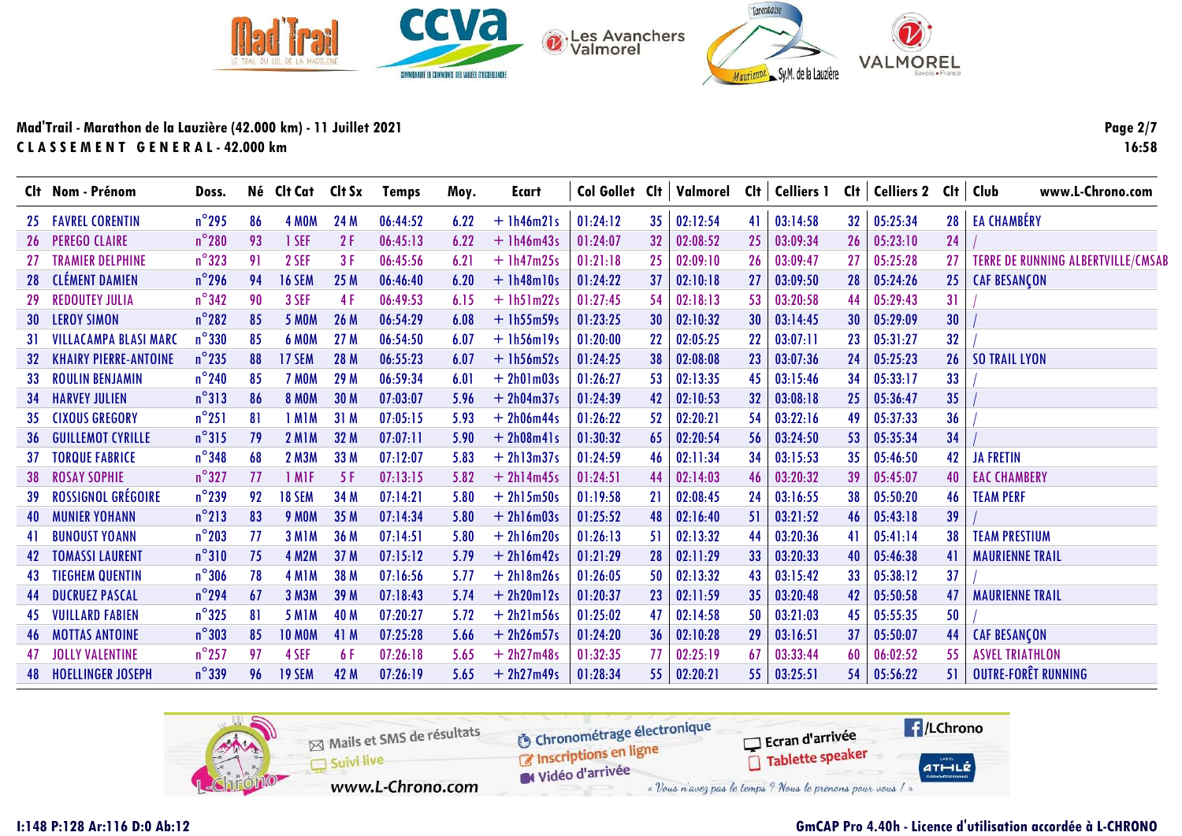Mad'Trail - Marathon de la Lauzière (42.000 km) - 11 Juillet 2021

**CLASSEMENT GENERAL - 42.000 km**

| Clt | Nom - Prénom | Doss. | Né | Clt Cat | Clt Sx | Temps | Moy. | Ecart | Col Gollet | Clt | Valmorel | Clt | Celliers 1 | Clt | Celliers 2 | Clt | Club www.L-Chrono.com |
|---|---|---|---|---|---|---|---|---|---|---|---|---|---|---|---|---|---|
| 25 | FAVREL CORENTIN | n°295 | 86 | 4 M0M | 24 M | 06:44:52 | 6.22 | + 1h46m21s | 01:24:12 | 35 | 02:12:54 | 41 | 03:14:58 | 32 | 05:25:34 | 28 | EA CHAMBÉRY |
| 26 | PEREGO CLAIRE | n°280 | 93 | 1 SEF | 2 F | 06:45:13 | 6.22 | + 1h46m43s | 01:24:07 | 32 | 02:08:52 | 25 | 03:09:34 | 26 | 05:23:10 | 24 | / |
| 27 | TRAMIER DELPHINE | n°323 | 91 | 2 SEF | 3 F | 06:45:56 | 6.21 | + 1h47m25s | 01:21:18 | 25 | 02:09:10 | 26 | 03:09:47 | 27 | 05:25:28 | 27 | TERRE DE RUNNING ALBERTVILLE/CMSAB |
| 28 | CLÉMENT DAMIEN | n°296 | 94 | 16 SEM | 25 M | 06:46:40 | 6.20 | + 1h48m10s | 01:24:22 | 37 | 02:10:18 | 27 | 03:09:50 | 28 | 05:24:26 | 25 | CAF BESANÇON |
| 29 | REDOUTEY JULIA | n°342 | 90 | 3 SEF | 4 F | 06:49:53 | 6.15 | + 1h51m22s | 01:27:45 | 54 | 02:18:13 | 53 | 03:20:58 | 44 | 05:29:43 | 31 | / |
| 30 | LEROY SIMON | n°282 | 85 | 5 M0M | 26 M | 06:54:29 | 6.08 | + 1h55m59s | 01:23:25 | 30 | 02:10:32 | 30 | 03:14:45 | 30 | 05:29:09 | 30 | / |
| 31 | VILLACAMPA BLASI MARC | n°330 | 85 | 6 M0M | 27 M | 06:54:50 | 6.07 | + 1h56m19s | 01:20:00 | 22 | 02:05:25 | 22 | 03:07:11 | 23 | 05:31:27 | 32 | / |
| 32 | KHAIRY PIERRE-ANTOINE | n°235 | 88 | 17 SEM | 28 M | 06:55:23 | 6.07 | + 1h56m52s | 01:24:25 | 38 | 02:08:08 | 23 | 03:07:36 | 24 | 05:25:23 | 26 | SO TRAIL LYON |
| 33 | ROULIN BENJAMIN | n°240 | 85 | 7 M0M | 29 M | 06:59:34 | 6.01 | + 2h01m03s | 01:26:27 | 53 | 02:13:35 | 45 | 03:15:46 | 34 | 05:33:17 | 33 | / |
| 34 | HARVEY JULIEN | n°313 | 86 | 8 M0M | 30 M | 07:03:07 | 5.96 | + 2h04m37s | 01:24:39 | 42 | 02:10:53 | 32 | 03:08:18 | 25 | 05:36:47 | 35 | / |
| 35 | CIXOUS GREGORY | n°251 | 81 | 1 M1M | 31 M | 07:05:15 | 5.93 | + 2h06m44s | 01:26:22 | 52 | 02:20:21 | 54 | 03:22:16 | 49 | 05:37:33 | 36 | / |
| 36 | GUILLEMOT CYRILLE | n°315 | 79 | 2 M1M | 32 M | 07:07:11 | 5.90 | + 2h08m41s | 01:30:32 | 65 | 02:20:54 | 56 | 03:24:50 | 53 | 05:35:34 | 34 | / |
| 37 | TORQUE FABRICE | n°348 | 68 | 2 M3M | 33 M | 07:12:07 | 5.83 | + 2h13m37s | 01:24:59 | 46 | 02:11:34 | 34 | 03:15:53 | 35 | 05:46:50 | 42 | JA FRETIN |
| 38 | ROSAY SOPHIE | n°327 | 77 | 1 M1F | 5 F | 07:13:15 | 5.82 | + 2h14m45s | 01:24:51 | 44 | 02:14:03 | 46 | 03:20:32 | 39 | 05:45:07 | 40 | EAC CHAMBERY |
| 39 | ROSSIGNOL GRÉGOIRE | n°239 | 92 | 18 SEM | 34 M | 07:14:21 | 5.80 | + 2h15m50s | 01:19:58 | 21 | 02:08:45 | 24 | 03:16:55 | 38 | 05:50:20 | 46 | TEAM PERF |
| 40 | MUNIER YOHANN | n°213 | 83 | 9 M0M | 35 M | 07:14:34 | 5.80 | + 2h16m03s | 01:25:52 | 48 | 02:16:40 | 51 | 03:21:52 | 46 | 05:43:18 | 39 | / |
| 41 | BUNOUST YOANN | n°203 | 77 | 3 M1M | 36 M | 07:14:51 | 5.80 | + 2h16m20s | 01:26:13 | 51 | 02:13:32 | 44 | 03:20:36 | 41 | 05:41:14 | 38 | TEAM PRESTIUM |
| 42 | TOMASSI LAURENT | n°310 | 75 | 4 M2M | 37 M | 07:15:12 | 5.79 | + 2h16m42s | 01:21:29 | 28 | 02:11:29 | 33 | 03:20:33 | 40 | 05:46:38 | 41 | MAURIENNE TRAIL |
| 43 | TIEGHEM QUENTIN | n°306 | 78 | 4 M1M | 38 M | 07:16:56 | 5.77 | + 2h18m26s | 01:26:05 | 50 | 02:13:32 | 43 | 03:15:42 | 33 | 05:38:12 | 37 | / |
| 44 | DUCRUEZ PASCAL | n°294 | 67 | 3 M3M | 39 M | 07:18:43 | 5.74 | + 2h20m12s | 01:20:37 | 23 | 02:11:59 | 35 | 03:20:48 | 42 | 05:50:58 | 47 | MAURIENNE TRAIL |
| 45 | VUILLARD FABIEN | n°325 | 81 | 5 M1M | 40 M | 07:20:27 | 5.72 | + 2h21m56s | 01:25:02 | 47 | 02:14:58 | 50 | 03:21:03 | 45 | 05:55:35 | 50 | / |
| 46 | MOTTAS ANTOINE | n°303 | 85 | 10 M0M | 41 M | 07:25:28 | 5.66 | + 2h26m57s | 01:24:20 | 36 | 02:10:28 | 29 | 03:16:51 | 37 | 05:50:07 | 44 | CAF BESANÇON |
| 47 | JOLLY VALENTINE | n°257 | 97 | 4 SEF | 6 F | 07:26:18 | 5.65 | + 2h27m48s | 01:32:35 | 77 | 02:25:19 | 67 | 03:33:44 | 60 | 06:02:52 | 55 | ASVEL TRIATHLON |
| 48 | HOELLINGER JOSEPH | n°339 | 96 | 19 SEM | 42 M | 07:26:19 | 5.65 | + 2h27m49s | 01:28:34 | 55 | 02:20:21 | 55 | 03:25:51 | 54 | 05:56:22 | 51 | OUTRE-FORÊT RUNNING |

I:148 P:128 Ar:116 D:0 Ab:12

GmCAP Pro 4.40h - Licence d'utilisation accordée à L-CHRONO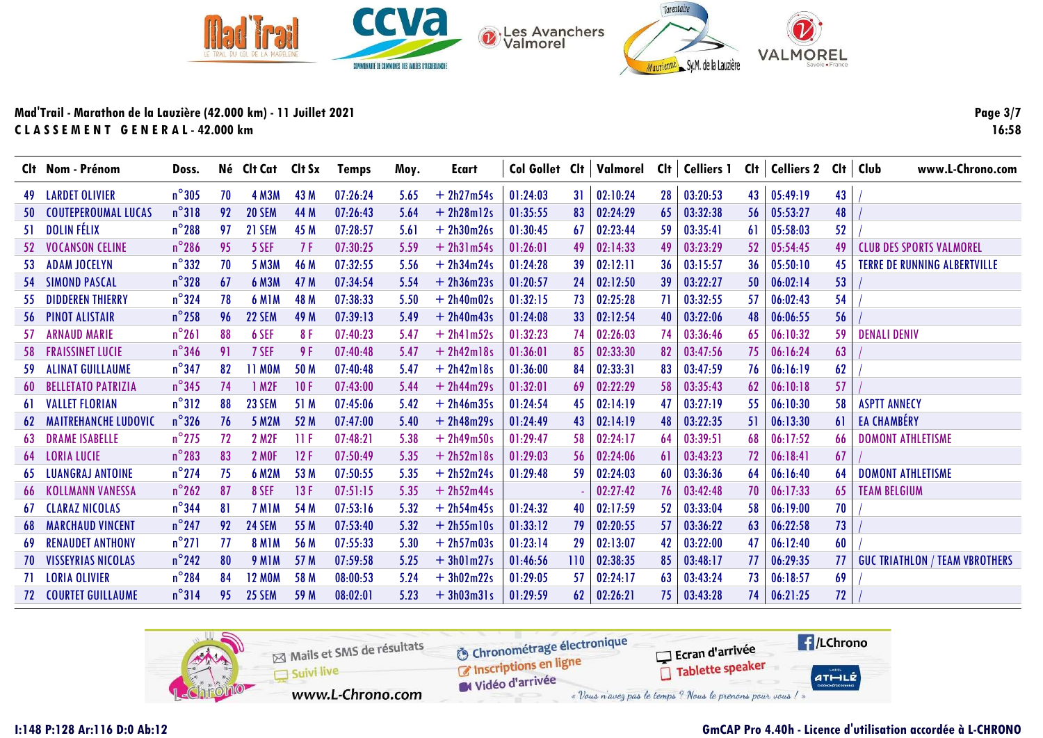**Mad'Trail - Marathon de la Lauzière (42.000 km) - 11 Juillet 2021**
**C L A S S E M E N T   G E N E R A L - 42.000 km**

| Clt | Nom - Prénom | Doss. | Né | Clt Cat | Clt Sx | Temps | Moy. | Ecart | Col Gollet | Clt | Valmorel | Clt | Celliers 1 | Clt | Celliers 2 | Clt | Club |
|---|---|---|---|---|---|---|---|---|---|---|---|---|---|---|---|---|---|
| 49 | LARDET OLIVIER | n°305 | 70 | 4 M3M | 43 M | 07:26:24 | 5.65 | + 2h27m54s | 01:24:03 | 31 | 02:10:24 | 28 | 03:20:53 | 43 | 05:49:19 | 43 | / |
| 50 | COUTEPEROUMAL LUCAS | n°318 | 92 | 20 SEM | 44 M | 07:26:43 | 5.64 | + 2h28m12s | 01:35:55 | 83 | 02:24:29 | 65 | 03:32:38 | 56 | 05:53:27 | 48 | / |
| 51 | DOLIN FÉLIX | n°288 | 97 | 21 SEM | 45 M | 07:28:57 | 5.61 | + 2h30m26s | 01:30:45 | 67 | 02:23:44 | 59 | 03:35:41 | 61 | 05:58:03 | 52 | / |
| 52 | VOCANSON CELINE | n°286 | 95 | 5 SEF | 7 F | 07:30:25 | 5.59 | + 2h31m54s | 01:26:01 | 49 | 02:14:33 | 49 | 03:23:29 | 52 | 05:54:45 | 49 | CLUB DES SPORTS VALMOREL |
| 53 | ADAM JOCELYN | n°332 | 70 | 5 M3M | 46 M | 07:32:55 | 5.56 | + 2h34m24s | 01:24:28 | 39 | 02:12:11 | 36 | 03:15:57 | 36 | 05:50:10 | 45 | TERRE DE RUNNING ALBERTVILLE |
| 54 | SIMOND PASCAL | n°328 | 67 | 6 M3M | 47 M | 07:34:54 | 5.54 | + 2h36m23s | 01:20:57 | 24 | 02:12:50 | 39 | 03:22:27 | 50 | 06:02:14 | 53 | / |
| 55 | DIDDEREN THIERRY | n°324 | 78 | 6 M1M | 48 M | 07:38:33 | 5.50 | + 2h40m02s | 01:32:15 | 73 | 02:25:28 | 71 | 03:32:55 | 57 | 06:02:43 | 54 | / |
| 56 | PINOT ALISTAIR | n°258 | 96 | 22 SEM | 49 M | 07:39:13 | 5.49 | + 2h40m43s | 01:24:08 | 33 | 02:12:54 | 40 | 03:22:06 | 48 | 06:06:55 | 56 | / |
| 57 | ARNAUD MARIE | n°261 | 88 | 6 SEF | 8 F | 07:40:23 | 5.47 | + 2h41m52s | 01:32:23 | 74 | 02:26:03 | 74 | 03:36:46 | 65 | 06:10:32 | 59 | DENALI DENIV |
| 58 | FRAISSINET LUCIE | n°346 | 91 | 7 SEF | 9 F | 07:40:48 | 5.47 | + 2h42m18s | 01:36:01 | 85 | 02:33:30 | 82 | 03:47:56 | 75 | 06:16:24 | 63 | / |
| 59 | ALINAT GUILLAUME | n°347 | 82 | 11 M0M | 50 M | 07:40:48 | 5.47 | + 2h42m18s | 01:36:00 | 84 | 02:33:31 | 83 | 03:47:59 | 76 | 06:16:19 | 62 | / |
| 60 | BELLETATO PATRIZIA | n°345 | 74 | 1 M2F | 10 F | 07:43:00 | 5.44 | + 2h44m29s | 01:32:01 | 69 | 02:22:29 | 58 | 03:35:43 | 62 | 06:10:18 | 57 | / |
| 61 | VALLET FLORIAN | n°312 | 88 | 23 SEM | 51 M | 07:45:06 | 5.42 | + 2h46m35s | 01:24:54 | 45 | 02:14:19 | 47 | 03:27:19 | 55 | 06:10:30 | 58 | ASPTT ANNECY |
| 62 | MAITREHANCHE LUDOVIC | n°326 | 76 | 5 M2M | 52 M | 07:47:00 | 5.40 | + 2h48m29s | 01:24:49 | 43 | 02:14:19 | 48 | 03:22:35 | 51 | 06:13:30 | 61 | EA CHAMBÉRY |
| 63 | DRAME ISABELLE | n°275 | 72 | 2 M2F | 11 F | 07:48:21 | 5.38 | + 2h49m50s | 01:29:47 | 58 | 02:24:17 | 64 | 03:39:51 | 68 | 06:17:52 | 66 | DOMONT ATHLETISME |
| 64 | LORIA LUCIE | n°283 | 83 | 2 M0F | 12 F | 07:50:49 | 5.35 | + 2h52m18s | 01:29:03 | 56 | 02:24:06 | 61 | 03:43:23 | 72 | 06:18:41 | 67 | / |
| 65 | LUANGRAJ ANTOINE | n°274 | 75 | 6 M2M | 53 M | 07:50:55 | 5.35 | + 2h52m24s | 01:29:48 | 59 | 02:24:03 | 60 | 03:36:36 | 64 | 06:16:40 | 64 | DOMONT ATHLETISME |
| 66 | KOLLMANN VANESSA | n°262 | 87 | 8 SEF | 13 F | 07:51:15 | 5.35 | + 2h52m44s | | - | 02:27:42 | 76 | 03:42:48 | 70 | 06:17:33 | 65 | TEAM BELGIUM |
| 67 | CLARAZ NICOLAS | n°344 | 81 | 7 M1M | 54 M | 07:53:16 | 5.32 | + 2h54m45s | 01:24:32 | 40 | 02:17:59 | 52 | 03:33:04 | 58 | 06:19:00 | 70 | / |
| 68 | MARCHAUD VINCENT | n°247 | 92 | 24 SEM | 55 M | 07:53:40 | 5.32 | + 2h55m10s | 01:33:12 | 79 | 02:20:55 | 57 | 03:36:22 | 63 | 06:22:58 | 73 | / |
| 69 | RENAUDET ANTHONY | n°271 | 77 | 8 M1M | 56 M | 07:55:33 | 5.30 | + 2h57m03s | 01:23:14 | 29 | 02:13:07 | 42 | 03:22:00 | 47 | 06:12:40 | 60 | / |
| 70 | VISSEYRIAS NICOLAS | n°242 | 80 | 9 M1M | 57 M | 07:59:58 | 5.25 | + 3h01m27s | 01:46:56 | 110 | 02:38:35 | 85 | 03:48:17 | 77 | 06:29:35 | 77 | GUC TRIATHLON / TEAM VBROTHERS |
| 71 | LORIA OLIVIER | n°284 | 84 | 12 M0M | 58 M | 08:00:53 | 5.24 | + 3h02m22s | 01:29:05 | 57 | 02:24:17 | 63 | 03:43:24 | 73 | 06:18:57 | 69 | / |
| 72 | COURTET GUILLAUME | n°314 | 95 | 25 SEM | 59 M | 08:02:01 | 5.23 | + 3h03m31s | 01:29:59 | 62 | 02:26:21 | 75 | 03:43:28 | 74 | 06:21:25 | 72 | / |

I:148 P:128 Ar:116 D:0 Ab:12

GmCAP Pro 4.40h - Licence d'utilisation accordée à L-CHRONO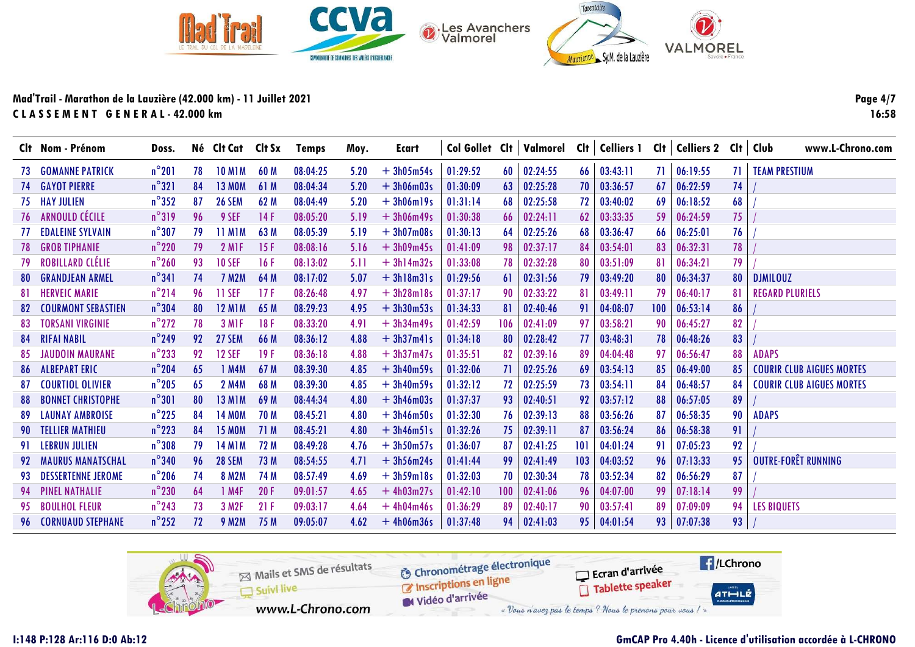## Mad'Trail - Marathon de la Lauzière (42.000 km) - 11 Juillet 2021

**CLASSEMENT GENERAL - 42.000 km**

| Clt | Nom - Prénom | Doss. | Né | Clt Cat | Clt Sx | Temps | Moy. | Ecart | Col Gollet | Clt | Valmorel | Clt | Celliers 1 | Clt | Celliers 2 | Clt | Club |
|---|---|---|---|---|---|---|---|---|---|---|---|---|---|---|---|---|---|
| 73 | GOMANNE PATRICK | n°201 | 78 | 10 M1M | 60 M | 08:04:25 | 5.20 | + 3h05m54s | 01:29:52 | 60 | 02:24:55 | 66 | 03:43:11 | 71 | 06:19:55 | 71 | TEAM PRESTIUM |
| 74 | GAYOT PIERRE | n°321 | 84 | 13 M0M | 61 M | 08:04:34 | 5.20 | + 3h06m03s | 01:30:09 | 63 | 02:25:28 | 70 | 03:36:57 | 67 | 06:22:59 | 74 | / |
| 75 | HAY JULIEN | n°352 | 87 | 26 SEM | 62 M | 08:04:49 | 5.20 | + 3h06m19s | 01:31:14 | 68 | 02:25:58 | 72 | 03:40:02 | 69 | 06:18:52 | 68 | / |
| 76 | ARNOULD CÉCILE | n°319 | 96 | 9 SEF | 14 F | 08:05:20 | 5.19 | + 3h06m49s | 01:30:38 | 66 | 02:24:11 | 62 | 03:33:35 | 59 | 06:24:59 | 75 | / |
| 77 | EDALEINE SYLVAIN | n°307 | 79 | 11 M1M | 63 M | 08:05:39 | 5.19 | + 3h07m08s | 01:30:13 | 64 | 02:25:26 | 68 | 03:36:47 | 66 | 06:25:01 | 76 | / |
| 78 | GROB TIPHANIE | n°220 | 79 | 2 M1F | 15 F | 08:08:16 | 5.16 | + 3h09m45s | 01:41:09 | 98 | 02:37:17 | 84 | 03:54:01 | 83 | 06:32:31 | 78 | / |
| 79 | ROBILLARD CLÉLIE | n°260 | 93 | 10 SEF | 16 F | 08:13:02 | 5.11 | + 3h14m32s | 01:33:08 | 78 | 02:32:28 | 80 | 03:51:09 | 81 | 06:34:21 | 79 | / |
| 80 | GRANDJEAN ARMEL | n°341 | 74 | 7 M2M | 64 M | 08:17:02 | 5.07 | + 3h18m31s | 01:29:56 | 61 | 02:31:56 | 79 | 03:49:20 | 80 | 06:34:37 | 80 | DJMILOUZ |
| 81 | HERVEIC MARIE | n°214 | 96 | 11 SEF | 17 F | 08:26:48 | 4.97 | + 3h28m18s | 01:37:17 | 90 | 02:33:22 | 81 | 03:49:11 | 79 | 06:40:17 | 81 | REGARD PLURIELS |
| 82 | COURMONT SEBASTIEN | n°304 | 80 | 12 M1M | 65 M | 08:29:23 | 4.95 | + 3h30m53s | 01:34:33 | 81 | 02:40:46 | 91 | 04:08:07 | 100 | 06:53:14 | 86 | / |
| 83 | TORSANI VIRGINIE | n°272 | 78 | 3 M1F | 18 F | 08:33:20 | 4.91 | + 3h34m49s | 01:42:59 | 106 | 02:41:09 | 97 | 03:58:21 | 90 | 06:45:27 | 82 | / |
| 84 | RIFAI NABIL | n°249 | 92 | 27 SEM | 66 M | 08:36:12 | 4.88 | + 3h37m41s | 01:34:18 | 80 | 02:28:42 | 77 | 03:48:31 | 78 | 06:48:26 | 83 | / |
| 85 | JAUDOIN MAURANE | n°233 | 92 | 12 SEF | 19 F | 08:36:18 | 4.88 | + 3h37m47s | 01:35:51 | 82 | 02:39:16 | 89 | 04:04:48 | 97 | 06:56:47 | 88 | ADAPS |
| 86 | ALBEPART ERIC | n°204 | 65 | 1 M4M | 67 M | 08:39:30 | 4.85 | + 3h40m59s | 01:32:06 | 71 | 02:25:26 | 69 | 03:54:13 | 85 | 06:49:00 | 85 | COURIR CLUB AIGUES MORTES |
| 87 | COURTIOL OLIVIER | n°205 | 65 | 2 M4M | 68 M | 08:39:30 | 4.85 | + 3h40m59s | 01:32:12 | 72 | 02:25:59 | 73 | 03:54:11 | 84 | 06:48:57 | 84 | COURIR CLUB AIGUES MORTES |
| 88 | BONNET CHRISTOPHE | n°301 | 80 | 13 M1M | 69 M | 08:44:34 | 4.80 | + 3h46m03s | 01:37:37 | 93 | 02:40:51 | 92 | 03:57:12 | 88 | 06:57:05 | 89 | / |
| 89 | LAUNAY AMBROISE | n°225 | 84 | 14 M0M | 70 M | 08:45:21 | 4.80 | + 3h46m50s | 01:32:30 | 76 | 02:39:13 | 88 | 03:56:26 | 87 | 06:58:35 | 90 | ADAPS |
| 90 | TELLIER MATHIEU | n°223 | 84 | 15 M0M | 71 M | 08:45:21 | 4.80 | + 3h46m51s | 01:32:26 | 75 | 02:39:11 | 87 | 03:56:24 | 86 | 06:58:38 | 91 | / |
| 91 | LEBRUN JULIEN | n°308 | 79 | 14 M1M | 72 M | 08:49:28 | 4.76 | + 3h50m57s | 01:36:07 | 87 | 02:41:25 | 101 | 04:01:24 | 91 | 07:05:23 | 92 | / |
| 92 | MAURUS MANATSCHAL | n°340 | 96 | 28 SEM | 73 M | 08:54:55 | 4.71 | + 3h56m24s | 01:41:44 | 99 | 02:41:49 | 103 | 04:03:52 | 96 | 07:13:33 | 95 | OUTRE-FORÊT RUNNING |
| 93 | DESSERTENNE JEROME | n°206 | 74 | 8 M2M | 74 M | 08:57:49 | 4.69 | + 3h59m18s | 01:32:03 | 70 | 02:30:34 | 78 | 03:52:34 | 82 | 06:56:29 | 87 | / |
| 94 | PINEL NATHALIE | n°230 | 64 | 1 M4F | 20 F | 09:01:57 | 4.65 | + 4h03m27s | 01:42:10 | 100 | 02:41:06 | 96 | 04:07:00 | 99 | 07:18:14 | 99 | / |
| 95 | BOULHOL FLEUR | n°243 | 73 | 3 M2F | 21 F | 09:03:17 | 4.64 | + 4h04m46s | 01:36:29 | 89 | 02:40:17 | 90 | 03:57:41 | 89 | 07:09:09 | 94 | LES BIQUETS |
| 96 | CORNUAUD STEPHANE | n°252 | 72 | 9 M2M | 75 M | 09:05:07 | 4.62 | + 4h06m36s | 01:37:48 | 94 | 02:41:03 | 95 | 04:01:54 | 93 | 07:07:38 | 93 | / |

I:148 P:128 Ar:116 D:0 Ab:12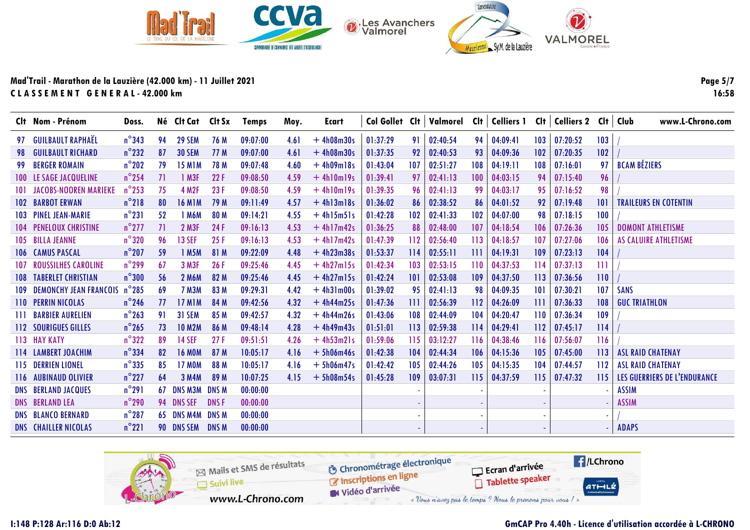**Mad'Trail - Marathon de la Lauzière (42.000 km) - 11 Juillet 2021**
**CLASSEMENT GENERAL - 42.000 km**

| Clt | Nom - Prénom | Doss. | Né | Clt Cat | Clt Sx | Temps | Moy. | Ecart | Col Gollet | Clt | Valmorel | Clt | Celliers 1 | Clt | Celliers 2 | Clt | Club |
|---|---|---|---|---|---|---|---|---|---|---|---|---|---|---|---|---|---|
| 97 | GUILBAULT RAPHAËL | n°343 | 94 | 29 SEM | 76 M | 09:07:00 | 4.61 | + 4h08m30s | 01:37:29 | 91 | 02:40:54 | 94 | 04:09:41 | 103 | 07:20:52 | 103 | / |
| 98 | GUILBAULT RICHARD | n°232 | 87 | 30 SEM | 77 M | 09:07:00 | 4.61 | + 4h08m30s | 01:37:35 | 92 | 02:40:53 | 93 | 04:09:36 | 102 | 07:20:35 | 102 | / |
| 99 | BERGER ROMAIN | n°202 | 79 | 15 M1M | 78 M | 09:07:48 | 4.60 | + 4h09m18s | 01:43:04 | 107 | 02:51:27 | 108 | 04:19:11 | 108 | 07:16:01 | 97 | BCAM BÉZIERS |
| 100 | LE SAGE JACQUELINE | n°254 | 71 | 1 M3F | 22 F | 09:08:50 | 4.59 | + 4h10m19s | 01:39:41 | 97 | 02:41:13 | 100 | 04:03:15 | 94 | 07:15:40 | 96 | / |
| 101 | JACOBS-NOOREN MARIEKE | n°253 | 75 | 4 M2F | 23 F | 09:08:50 | 4.59 | + 4h10m19s | 01:39:35 | 96 | 02:41:13 | 99 | 04:03:17 | 95 | 07:16:52 | 98 | / |
| 102 | BARBOT ERWAN | n°218 | 80 | 16 M1M | 79 M | 09:11:49 | 4.57 | + 4h13m18s | 01:36:02 | 86 | 02:38:52 | 86 | 04:01:52 | 92 | 07:19:48 | 101 | TRAILEURS EN COTENTIN |
| 103 | PINEL JEAN-MARIE | n°231 | 52 | 1 M6M | 80 M | 09:14:21 | 4.55 | + 4h15m51s | 01:42:28 | 102 | 02:41:33 | 102 | 04:07:00 | 98 | 07:18:15 | 100 | / |
| 104 | PENELOUX CHRISTINE | n°277 | 71 | 2 M3F | 24 F | 09:16:13 | 4.53 | + 4h17m42s | 01:36:25 | 88 | 02:48:00 | 107 | 04:18:54 | 106 | 07:26:36 | 105 | DOMONT ATHLETISME |
| 105 | BILLA JEANNE | n°320 | 96 | 13 SEF | 25 F | 09:16:13 | 4.53 | + 4h17m42s | 01:47:39 | 112 | 02:56:40 | 113 | 04:18:57 | 107 | 07:27:06 | 106 | AS CALUIRE ATHLETISME |
| 106 | CAMUS PASCAL | n°207 | 59 | 1 M5M | 81 M | 09:22:09 | 4.48 | + 4h23m38s | 01:53:37 | 114 | 02:55:11 | 111 | 04:19:31 | 109 | 07:23:13 | 104 | / |
| 107 | ROUSSILHES CAROLINE | n°299 | 67 | 3 M3F | 26 F | 09:25:46 | 4.45 | + 4h27m15s | 01:42:34 | 103 | 02:53:15 | 110 | 04:37:53 | 114 | 07:37:13 | 111 | / |
| 108 | TABERLET CHRISTIAN | n°300 | 56 | 2 M6M | 82 M | 09:25:46 | 4.45 | + 4h27m15s | 01:42:24 | 101 | 02:53:08 | 109 | 04:37:50 | 113 | 07:36:56 | 110 | / |
| 109 | DEMONCHY JEAN FRANCOIS | n°285 | 69 | 7 M3M | 83 M | 09:29:31 | 4.42 | + 4h31m00s | 01:39:02 | 95 | 02:41:13 | 98 | 04:09:35 | 101 | 07:30:21 | 107 | SANS |
| 110 | PERRIN NICOLAS | n°246 | 77 | 17 M1M | 84 M | 09:42:56 | 4.32 | + 4h44m25s | 01:47:36 | 111 | 02:56:39 | 112 | 04:26:09 | 111 | 07:36:33 | 108 | GUC TRIATHLON |
| 111 | BARBIER AURELIEN | n°263 | 91 | 31 SEM | 85 M | 09:42:57 | 4.32 | + 4h44m26s | 01:43:06 | 108 | 02:44:09 | 104 | 04:20:47 | 110 | 07:36:34 | 109 | / |
| 112 | SOURIGUES GILLES | n°265 | 73 | 10 M2M | 86 M | 09:48:14 | 4.28 | + 4h49m43s | 01:51:01 | 113 | 02:59:38 | 114 | 04:29:41 | 112 | 07:45:17 | 114 | / |
| 113 | HAY KATY | n°322 | 89 | 14 SEF | 27 F | 09:51:51 | 4.26 | + 4h53m21s | 01:59:06 | 115 | 03:12:27 | 116 | 04:38:46 | 116 | 07:56:07 | 116 | / |
| 114 | LAMBERT JOACHIM | n°334 | 82 | 16 M0M | 87 M | 10:05:17 | 4.16 | + 5h06m46s | 01:42:38 | 104 | 02:44:34 | 106 | 04:15:36 | 105 | 07:45:00 | 113 | ASL RAID CHATENAY |
| 115 | DERRIEN LIONEL | n°335 | 85 | 17 M0M | 88 M | 10:05:17 | 4.16 | + 5h06m47s | 01:42:42 | 105 | 02:44:26 | 105 | 04:15:35 | 104 | 07:44:57 | 112 | ASL RAID CHATENAY |
| 116 | AUBINAUD OLIVIER | n°227 | 64 | 3 M4M | 89 M | 10:07:25 | 4.15 | + 5h08m54s | 01:45:28 | 109 | 03:07:31 | 115 | 04:37:59 | 115 | 07:47:32 | 115 | LES GUERRIERS DE L'ENDURANCE |
| DNS | BERLAND JACQUES | n°291 | 67 | DNS M3M | DNS M | 00:00:00 | | | | - | | - | | - | | - | ASSIM |
| DNS | BERLAND LEA | n°290 | 94 | DNS SEF | DNS F | 00:00:00 | | | | - | | - | | - | | - | ASSIM |
| DNS | BLANCO BERNARD | n°287 | 65 | DNS M4M | DNS M | 00:00:00 | | | | - | | - | | - | | - | / |
| DNS | CHAILLER NICOLAS | n°221 | 90 | DNS SEM | DNS M | 00:00:00 | | | | - | | - | | - | | - | ADAPS |

I:148 P:128 Ar:116 D:0 Ab:12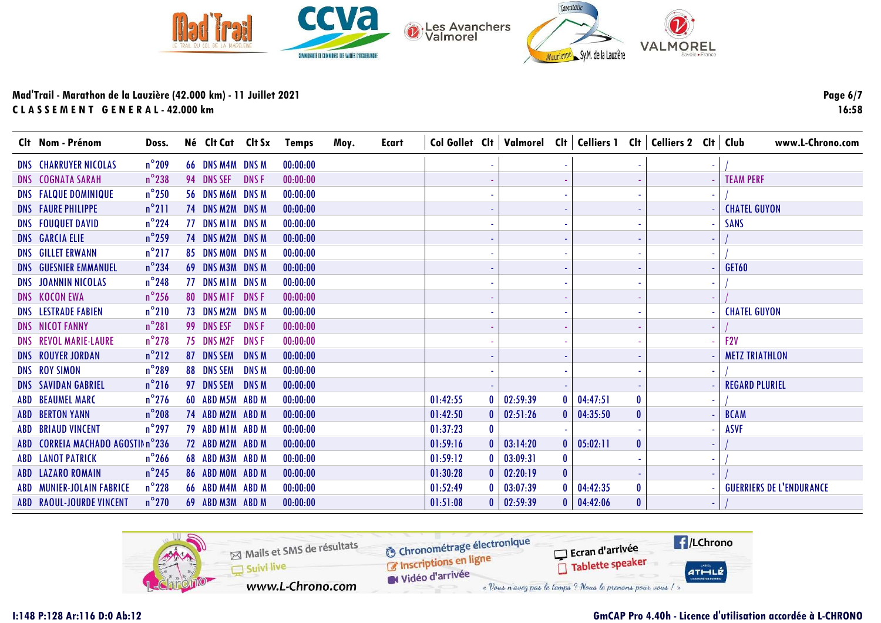## Mad'Trail - Marathon de la Lauzière (42.000 km) - 11 Juillet 2021

**C L A S S E M E N T   G E N E R A L - 42.000 km**

| Clt | Nom - Prénom | Doss. | Né | Clt Cat | Clt Sx | Temps | Moy. | Ecart | Col Gollet | Clt | Valmorel | Clt | Celliers 1 | Clt | Celliers 2 | Clt | Club |
|---|---|---|---|---|---|---|---|---|---|---|---|---|---|---|---|---|---|
| DNS | CHARRUYER NICOLAS | n°209 | 66 | DNS M4M | DNS M | 00:00:00 | | | | - | | - | | - | | - | / |
| DNS | COGNATA SARAH | n°238 | 94 | DNS SEF | DNS F | 00:00:00 | | | | - | | - | | - | | - | TEAM PERF |
| DNS | FALQUE DOMINIQUE | n°250 | 56 | DNS M6M | DNS M | 00:00:00 | | | | - | | - | | - | | - | / |
| DNS | FAURE PHILIPPE | n°211 | 74 | DNS M2M | DNS M | 00:00:00 | | | | - | | - | | - | | - | CHATEL GUYON |
| DNS | FOUQUET DAVID | n°224 | 77 | DNS M1M | DNS M | 00:00:00 | | | | - | | - | | - | | - | SANS |
| DNS | GARCIA ELIE | n°259 | 74 | DNS M2M | DNS M | 00:00:00 | | | | - | | - | | - | | - | / |
| DNS | GILLET ERWANN | n°217 | 85 | DNS M0M | DNS M | 00:00:00 | | | | - | | - | | - | | - | / |
| DNS | GUESNIER EMMANUEL | n°234 | 69 | DNS M3M | DNS M | 00:00:00 | | | | - | | - | | - | | - | GET60 |
| DNS | JOANNIN NICOLAS | n°248 | 77 | DNS M1M | DNS M | 00:00:00 | | | | - | | - | | - | | - | / |
| DNS | KOCON EWA | n°256 | 80 | DNS M1F | DNS F | 00:00:00 | | | | - | | - | | - | | - | / |
| DNS | LESTRADE FABIEN | n°210 | 73 | DNS M2M | DNS M | 00:00:00 | | | | - | | - | | - | | - | CHATEL GUYON |
| DNS | NICOT FANNY | n°281 | 99 | DNS ESF | DNS F | 00:00:00 | | | | - | | - | | - | | - | / |
| DNS | REVOL MARIE-LAURE | n°278 | 75 | DNS M2F | DNS F | 00:00:00 | | | | - | | - | | - | | - | F2V |
| DNS | ROUYER JORDAN | n°212 | 87 | DNS SEM | DNS M | 00:00:00 | | | | - | | - | | - | | - | METZ TRIATHLON |
| DNS | ROY SIMON | n°289 | 88 | DNS SEM | DNS M | 00:00:00 | | | | - | | - | | - | | - | / |
| DNS | SAVIDAN GABRIEL | n°216 | 97 | DNS SEM | DNS M | 00:00:00 | | | | - | | - | | - | | - | REGARD PLURIEL |
| ABD | BEAUMEL MARC | n°276 | 60 | ABD M5M | ABD M | 00:00:00 | | | 01:42:55 | 0 | 02:59:39 | 0 | 04:47:51 | 0 | | - | / |
| ABD | BERTON YANN | n°208 | 74 | ABD M2M | ABD M | 00:00:00 | | | 01:42:50 | 0 | 02:51:26 | 0 | 04:35:50 | 0 | | - | BCAM |
| ABD | BRIAUD VINCENT | n°297 | 79 | ABD M1M | ABD M | 00:00:00 | | | 01:37:23 | 0 | | - | | - | | - | ASVF |
| ABD | CORREIA MACHADO AGOSTIN | n°236 | 72 | ABD M2M | ABD M | 00:00:00 | | | 01:59:16 | 0 | 03:14:20 | 0 | 05:02:11 | 0 | | - | / |
| ABD | LANOT PATRICK | n°266 | 68 | ABD M3M | ABD M | 00:00:00 | | | 01:59:12 | 0 | 03:09:31 | 0 | | - | | - | / |
| ABD | LAZARO ROMAIN | n°245 | 86 | ABD M0M | ABD M | 00:00:00 | | | 01:30:28 | 0 | 02:20:19 | 0 | | - | | - | / |
| ABD | MUNIER-JOLAIN FABRICE | n°228 | 66 | ABD M4M | ABD M | 00:00:00 | | | 01:52:49 | 0 | 03:07:39 | 0 | 04:42:35 | 0 | | - | GUERRIERS DE L'ENDURANCE |
| ABD | RAOUL-JOURDE VINCENT | n°270 | 69 | ABD M3M | ABD M | 00:00:00 | | | 01:51:08 | 0 | 02:59:39 | 0 | 04:42:06 | 0 | | - | / |

I:148 P:128 Ar:116 D:0 Ab:12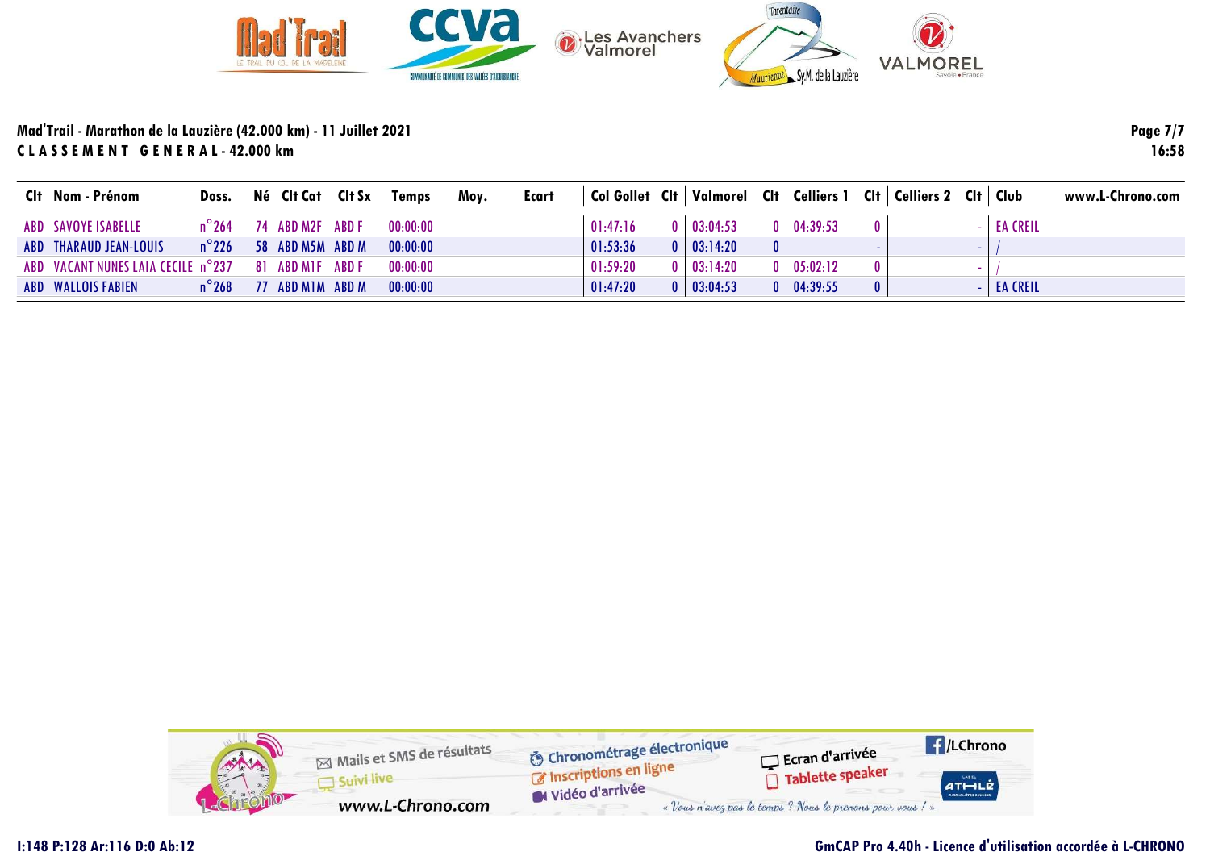## Mad'Trail - Marathon de la Lauzière (42.000 km) - 11 Juillet 2021

**CLASSEMENT GENERAL - 42.000 km**

| Clt | Nom - Prénom | Doss. | Né | Clt Cat | Clt Sx | Temps | Moy. | Ecart | Col Gollet | Clt | Valmorel | Clt | Celliers 1 | Clt | Celliers 2 | Clt | Club |
|---|---|---|---|---|---|---|---|---|---|---|---|---|---|---|---|---|---|
| ABD | SAVOYE ISABELLE | n°264 | 74 | ABD M2F | ABD F | 00:00:00 | | | 01:47:16 | 0 | 03:04:53 | 0 | 04:39:53 | 0 | | - | EA CREIL |
| ABD | THARAUD JEAN-LOUIS | n°226 | 58 | ABD M5M | ABD M | 00:00:00 | | | 01:53:36 | 0 | 03:14:20 | 0 | | - | | - | / |
| ABD | VACANT NUNES LAIA CECILE | n°237 | 81 | ABD M1F | ABD F | 00:00:00 | | | 01:59:20 | 0 | 03:14:20 | 0 | 05:02:12 | 0 | | - | / |
| ABD | WALLOIS FABIEN | n°268 | 77 | ABD M1M | ABD M | 00:00:00 | | | 01:47:20 | 0 | 03:04:53 | 0 | 04:39:55 | 0 | | - | EA CREIL |

I:148 P:128 Ar:116 D:0 Ab:12

GmCAP Pro 4.40h - Licence d'utilisation accordée à L-CHRONO